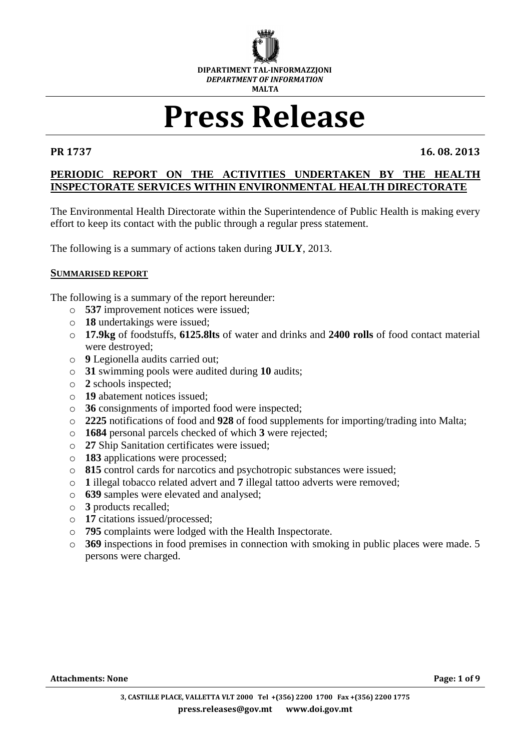DIPARTIMENT TAL-INFORMAZZJONI
*DEPARTMENT OF INFORMATION*
MALTA

# Press Release

**PR 1737** **16. 08. 2013**

## PERIODIC REPORT ON THE ACTIVITIES UNDERTAKEN BY THE HEALTH INSPECTORATE SERVICES WITHIN ENVIRONMENTAL HEALTH DIRECTORATE

The Environmental Health Directorate within the Superintendence of Public Health is making every effort to keep its contact with the public through a regular press statement.

The following is a summary of actions taken during **JULY**, 2013.

### SUMMARISED REPORT

The following is a summary of the report hereunder:

- **537** improvement notices were issued;
- **18** undertakings were issued;
- **17.9kg** of foodstuffs, **6125.8lts** of water and drinks and **2400 rolls** of food contact material were destroyed;
- **9** Legionella audits carried out;
- **31** swimming pools were audited during **10** audits;
- **2** schools inspected;
- **19** abatement notices issued;
- **36** consignments of imported food were inspected;
- **2225** notifications of food and **928** of food supplements for importing/trading into Malta;
- **1684** personal parcels checked of which **3** were rejected;
- **27** Ship Sanitation certificates were issued;
- **183** applications were processed;
- **815** control cards for narcotics and psychotropic substances were issued;
- **1** illegal tobacco related advert and **7** illegal tattoo adverts were removed;
- **639** samples were elevated and analysed;
- **3** products recalled;
- **17** citations issued/processed;
- **795** complaints were lodged with the Health Inspectorate.
- **369** inspections in food premises in connection with smoking in public places were made. 5 persons were charged.

**Attachments: None**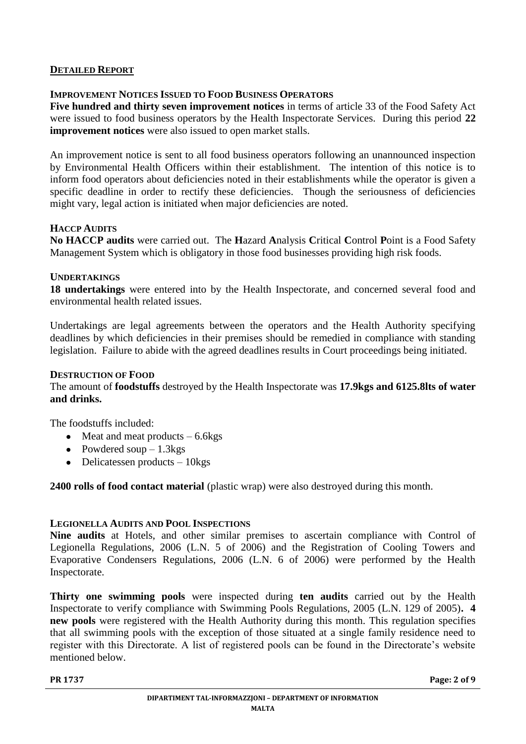## DETAILED REPORT

### IMPROVEMENT NOTICES ISSUED TO FOOD BUSINESS OPERATORS

**Five hundred and thirty seven improvement notices** in terms of article 33 of the Food Safety Act were issued to food business operators by the Health Inspectorate Services. During this period **22 improvement notices** were also issued to open market stalls.

An improvement notice is sent to all food business operators following an unannounced inspection by Environmental Health Officers within their establishment. The intention of this notice is to inform food operators about deficiencies noted in their establishments while the operator is given a specific deadline in order to rectify these deficiencies. Though the seriousness of deficiencies might vary, legal action is initiated when major deficiencies are noted.

### HACCP AUDITS

**No HACCP audits** were carried out. The **H**azard **A**nalysis **C**ritical **C**ontrol **P**oint is a Food Safety Management System which is obligatory in those food businesses providing high risk foods.

### UNDERTAKINGS

**18 undertakings** were entered into by the Health Inspectorate, and concerned several food and environmental health related issues.

Undertakings are legal agreements between the operators and the Health Authority specifying deadlines by which deficiencies in their premises should be remedied in compliance with standing legislation. Failure to abide with the agreed deadlines results in Court proceedings being initiated.

### DESTRUCTION OF FOOD

The amount of **foodstuffs** destroyed by the Health Inspectorate was **17.9kgs and 6125.8lts of water and drinks.**

The foodstuffs included:

- Meat and meat products – 6.6kgs
- Powdered soup – 1.3kgs
- Delicatessen products – 10kgs

**2400 rolls of food contact material** (plastic wrap) were also destroyed during this month.

### LEGIONELLA AUDITS AND POOL INSPECTIONS

**Nine audits** at Hotels, and other similar premises to ascertain compliance with Control of Legionella Regulations, 2006 (L.N. 5 of 2006) and the Registration of Cooling Towers and Evaporative Condensers Regulations, 2006 (L.N. 6 of 2006) were performed by the Health Inspectorate.

**Thirty one swimming pools** were inspected during **ten audits** carried out by the Health Inspectorate to verify compliance with Swimming Pools Regulations, 2005 (L.N. 129 of 2005)**. 4 new pools** were registered with the Health Authority during this month. This regulation specifies that all swimming pools with the exception of those situated at a single family residence need to register with this Directorate. A list of registered pools can be found in the Directorate's website mentioned below.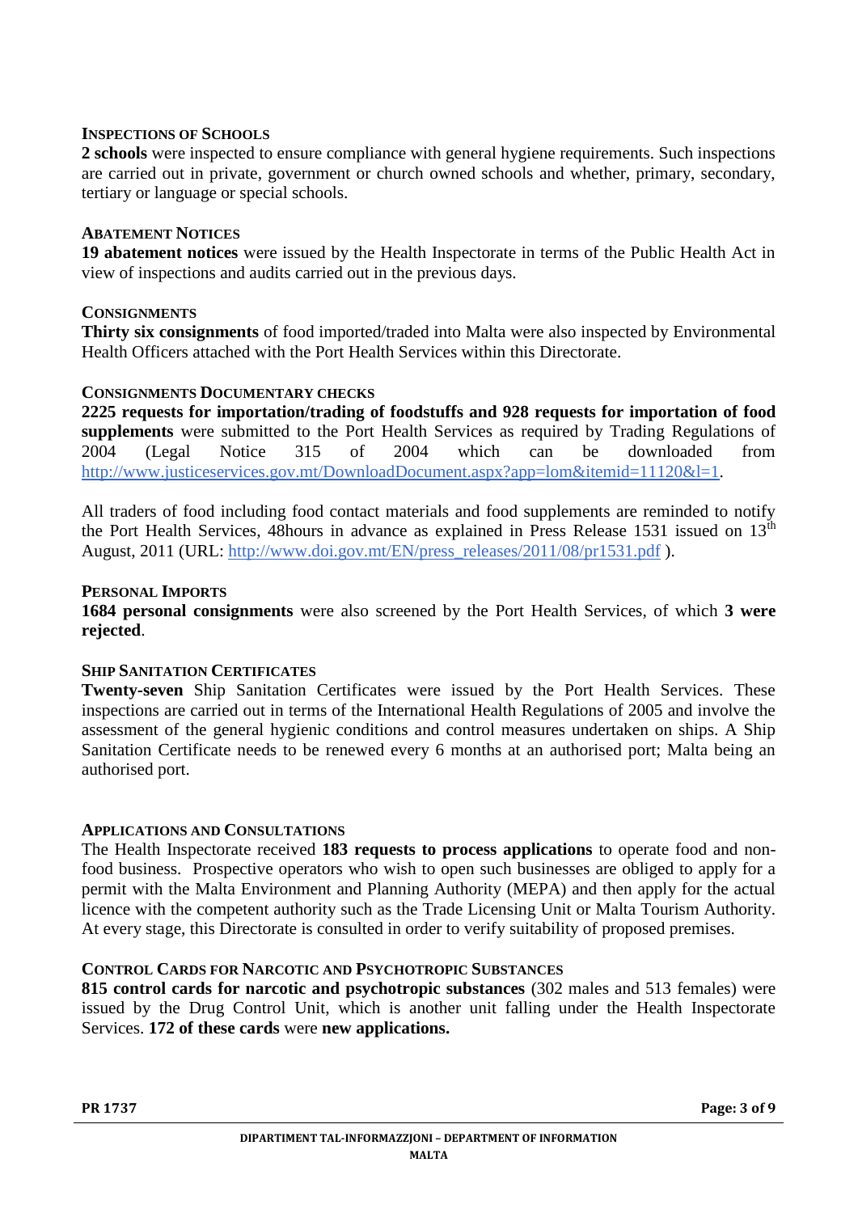### Inspections of Schools

**2 schools** were inspected to ensure compliance with general hygiene requirements. Such inspections are carried out in private, government or church owned schools and whether, primary, secondary, tertiary or language or special schools.

### Abatement Notices

**19 abatement notices** were issued by the Health Inspectorate in terms of the Public Health Act in view of inspections and audits carried out in the previous days.

### Consignments

**Thirty six consignments** of food imported/traded into Malta were also inspected by Environmental Health Officers attached with the Port Health Services within this Directorate.

### Consignments Documentary Checks

**2225 requests for importation/trading of foodstuffs and 928 requests for importation of food supplements** were submitted to the Port Health Services as required by Trading Regulations of 2004 (Legal Notice 315 of 2004 which can be downloaded from http://www.justiceservices.gov.mt/DownloadDocument.aspx?app=lom&itemid=11120&l=1.

All traders of food including food contact materials and food supplements are reminded to notify the Port Health Services, 48hours in advance as explained in Press Release 1531 issued on 13th August, 2011 (URL: http://www.doi.gov.mt/EN/press_releases/2011/08/pr1531.pdf ).

### Personal Imports

**1684 personal consignments** were also screened by the Port Health Services, of which **3 were rejected**.

### Ship Sanitation Certificates

**Twenty-seven** Ship Sanitation Certificates were issued by the Port Health Services. These inspections are carried out in terms of the International Health Regulations of 2005 and involve the assessment of the general hygienic conditions and control measures undertaken on ships. A Ship Sanitation Certificate needs to be renewed every 6 months at an authorised port; Malta being an authorised port.

### Applications and Consultations

The Health Inspectorate received **183 requests to process applications** to operate food and non-food business. Prospective operators who wish to open such businesses are obliged to apply for a permit with the Malta Environment and Planning Authority (MEPA) and then apply for the actual licence with the competent authority such as the Trade Licensing Unit or Malta Tourism Authority. At every stage, this Directorate is consulted in order to verify suitability of proposed premises.

### Control Cards for Narcotic and Psychotropic Substances

**815 control cards for narcotic and psychotropic substances** (302 males and 513 females) were issued by the Drug Control Unit, which is another unit falling under the Health Inspectorate Services. **172 of these cards** were **new applications.**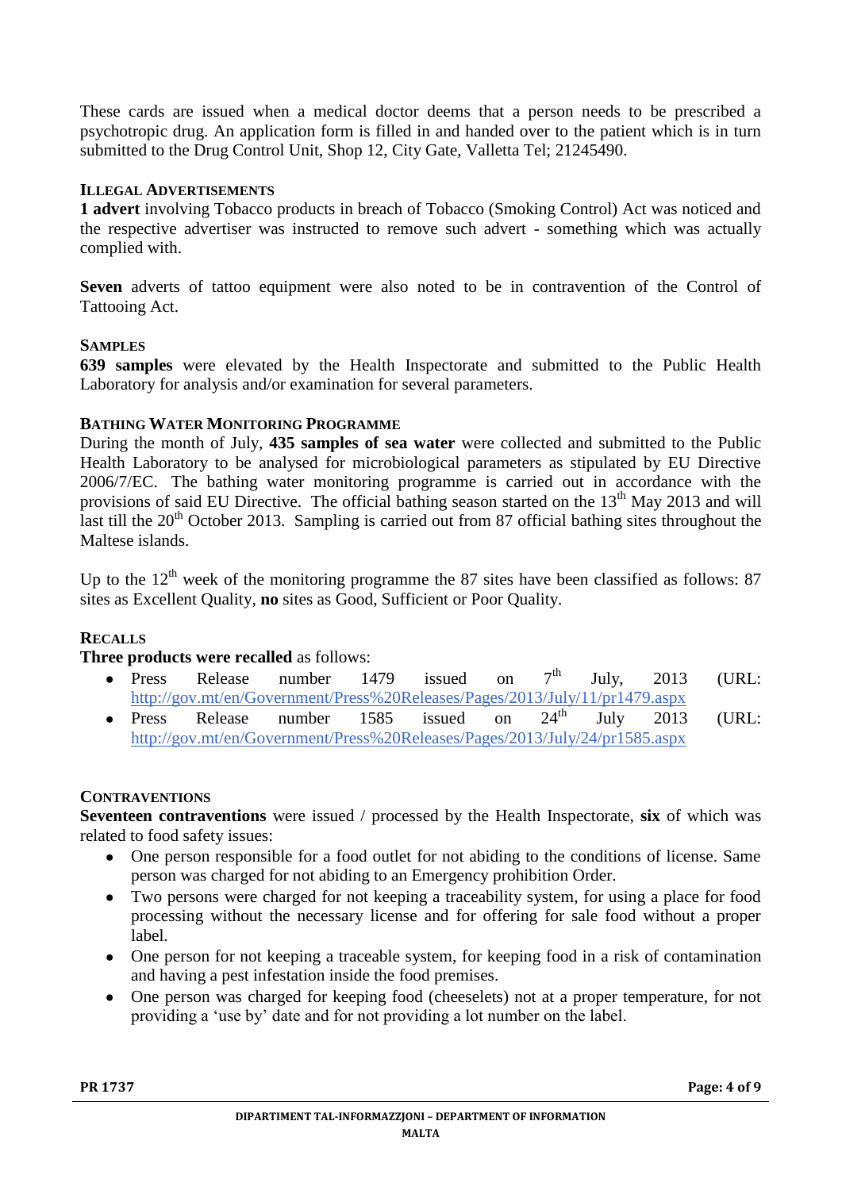These cards are issued when a medical doctor deems that a person needs to be prescribed a psychotropic drug. An application form is filled in and handed over to the patient which is in turn submitted to the Drug Control Unit, Shop 12, City Gate, Valletta Tel; 21245490.

### ILLEGAL ADVERTISEMENTS

**1 advert** involving Tobacco products in breach of Tobacco (Smoking Control) Act was noticed and the respective advertiser was instructed to remove such advert - something which was actually complied with.

**Seven** adverts of tattoo equipment were also noted to be in contravention of the Control of Tattooing Act.

### SAMPLES

**639 samples** were elevated by the Health Inspectorate and submitted to the Public Health Laboratory for analysis and/or examination for several parameters.

### BATHING WATER MONITORING PROGRAMME

During the month of July, **435 samples of sea water** were collected and submitted to the Public Health Laboratory to be analysed for microbiological parameters as stipulated by EU Directive 2006/7/EC. The bathing water monitoring programme is carried out in accordance with the provisions of said EU Directive. The official bathing season started on the 13th May 2013 and will last till the 20th October 2013. Sampling is carried out from 87 official bathing sites throughout the Maltese islands.

Up to the 12th week of the monitoring programme the 87 sites have been classified as follows: 87 sites as Excellent Quality, **no** sites as Good, Sufficient or Poor Quality.

### RECALLS

**Three products were recalled** as follows:

- Press Release number 1479 issued on 7th July, 2013 (URL: http://gov.mt/en/Government/Press%20Releases/Pages/2013/July/11/pr1479.aspx
- Press Release number 1585 issued on 24th July 2013 (URL: http://gov.mt/en/Government/Press%20Releases/Pages/2013/July/24/pr1585.aspx

### CONTRAVENTIONS

**Seventeen contraventions** were issued / processed by the Health Inspectorate, **six** of which was related to food safety issues:

- One person responsible for a food outlet for not abiding to the conditions of license. Same person was charged for not abiding to an Emergency prohibition Order.
- Two persons were charged for not keeping a traceability system, for using a place for food processing without the necessary license and for offering for sale food without a proper label.
- One person for not keeping a traceable system, for keeping food in a risk of contamination and having a pest infestation inside the food premises.
- One person was charged for keeping food (cheeselets) not at a proper temperature, for not providing a 'use by' date and for not providing a lot number on the label.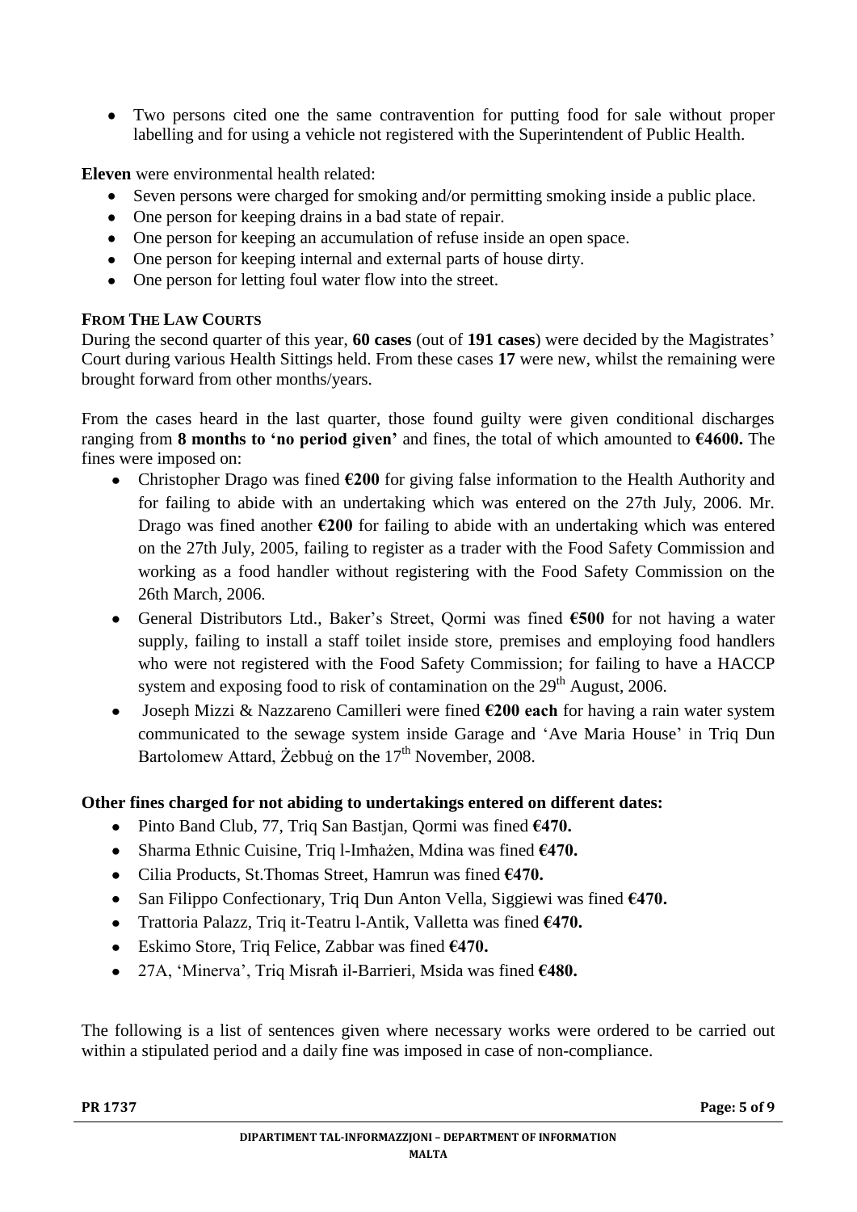- Two persons cited one the same contravention for putting food for sale without proper labelling and for using a vehicle not registered with the Superintendent of Public Health.

**Eleven** were environmental health related:

- Seven persons were charged for smoking and/or permitting smoking inside a public place.
- One person for keeping drains in a bad state of repair.
- One person for keeping an accumulation of refuse inside an open space.
- One person for keeping internal and external parts of house dirty.
- One person for letting foul water flow into the street.

**FROM THE LAW COURTS**

During the second quarter of this year, **60 cases** (out of **191 cases**) were decided by the Magistrates' Court during various Health Sittings held. From these cases **17** were new, whilst the remaining were brought forward from other months/years.

From the cases heard in the last quarter, those found guilty were given conditional discharges ranging from **8 months to 'no period given'** and fines, the total of which amounted to **€4600.** The fines were imposed on:

- Christopher Drago was fined **€200** for giving false information to the Health Authority and for failing to abide with an undertaking which was entered on the 27th July, 2006. Mr. Drago was fined another **€200** for failing to abide with an undertaking which was entered on the 27th July, 2005, failing to register as a trader with the Food Safety Commission and working as a food handler without registering with the Food Safety Commission on the 26th March, 2006.
- General Distributors Ltd., Baker's Street, Qormi was fined **€500** for not having a water supply, failing to install a staff toilet inside store, premises and employing food handlers who were not registered with the Food Safety Commission; for failing to have a HACCP system and exposing food to risk of contamination on the 29th August, 2006.
- Joseph Mizzi & Nazzareno Camilleri were fined **€200 each** for having a rain water system communicated to the sewage system inside Garage and 'Ave Maria House' in Triq Dun Bartolomew Attard, Żebbuġ on the 17th November, 2008.

**Other fines charged for not abiding to undertakings entered on different dates:**

- Pinto Band Club, 77, Triq San Bastjan, Qormi was fined **€470.**
- Sharma Ethnic Cuisine, Triq l-Imħażen, Mdina was fined **€470.**
- Cilia Products, St.Thomas Street, Hamrun was fined **€470.**
- San Filippo Confectionary, Triq Dun Anton Vella, Siggiewi was fined **€470.**
- Trattoria Palazz, Triq it-Teatru l-Antik, Valletta was fined **€470.**
- Eskimo Store, Triq Felice, Zabbar was fined **€470.**
- 27A, 'Minerva', Triq Misraħ il-Barrieri, Msida was fined **€480.**

The following is a list of sentences given where necessary works were ordered to be carried out within a stipulated period and a daily fine was imposed in case of non-compliance.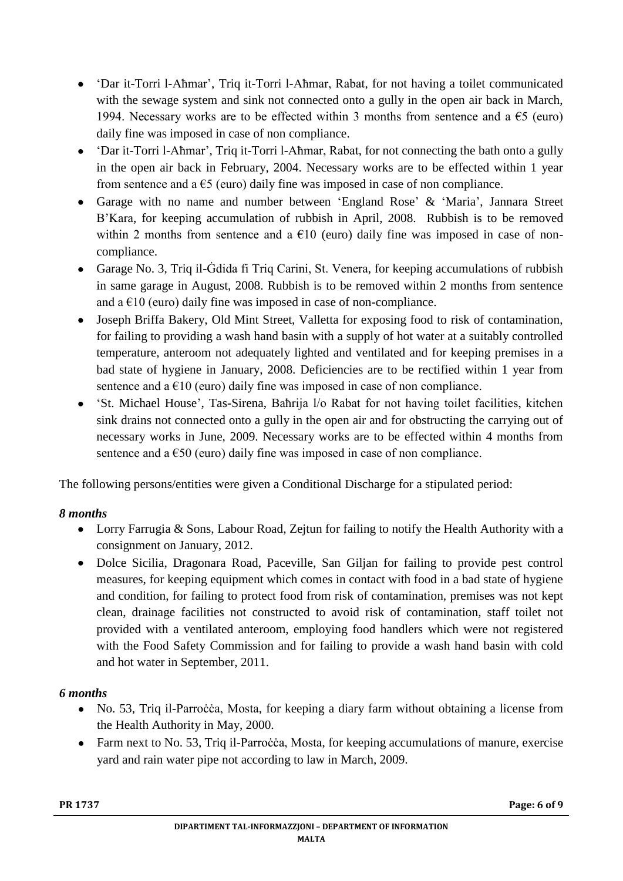- 'Dar it-Torri l-Aħmar', Triq it-Torri l-Aħmar, Rabat, for not having a toilet communicated with the sewage system and sink not connected onto a gully in the open air back in March, 1994. Necessary works are to be effected within 3 months from sentence and a €5 (euro) daily fine was imposed in case of non compliance.
- 'Dar it-Torri l-Aħmar', Triq it-Torri l-Aħmar, Rabat, for not connecting the bath onto a gully in the open air back in February, 2004. Necessary works are to be effected within 1 year from sentence and a €5 (euro) daily fine was imposed in case of non compliance.
- Garage with no name and number between 'England Rose' & 'Maria', Jannara Street B'Kara, for keeping accumulation of rubbish in April, 2008. Rubbish is to be removed within 2 months from sentence and a €10 (euro) daily fine was imposed in case of non-compliance.
- Garage No. 3, Triq il-Ġdida fi Triq Carini, St. Venera, for keeping accumulations of rubbish in same garage in August, 2008. Rubbish is to be removed within 2 months from sentence and a €10 (euro) daily fine was imposed in case of non-compliance.
- Joseph Briffa Bakery, Old Mint Street, Valletta for exposing food to risk of contamination, for failing to providing a wash hand basin with a supply of hot water at a suitably controlled temperature, anteroom not adequately lighted and ventilated and for keeping premises in a bad state of hygiene in January, 2008. Deficiencies are to be rectified within 1 year from sentence and a €10 (euro) daily fine was imposed in case of non compliance.
- 'St. Michael House', Tas-Sirena, Baħrija l/o Rabat for not having toilet facilities, kitchen sink drains not connected onto a gully in the open air and for obstructing the carrying out of necessary works in June, 2009. Necessary works are to be effected within 4 months from sentence and a €50 (euro) daily fine was imposed in case of non compliance.

The following persons/entities were given a Conditional Discharge for a stipulated period:

***8 months***

- Lorry Farrugia & Sons, Labour Road, Zejtun for failing to notify the Health Authority with a consignment on January, 2012.
- Dolce Sicilia, Dragonara Road, Paceville, San Giljan for failing to provide pest control measures, for keeping equipment which comes in contact with food in a bad state of hygiene and condition, for failing to protect food from risk of contamination, premises was not kept clean, drainage facilities not constructed to avoid risk of contamination, staff toilet not provided with a ventilated anteroom, employing food handlers which were not registered with the Food Safety Commission and for failing to provide a wash hand basin with cold and hot water in September, 2011.

***6 months***

- No. 53, Triq il-Parroċċa, Mosta, for keeping a diary farm without obtaining a license from the Health Authority in May, 2000.
- Farm next to No. 53, Triq il-Parroċċa, Mosta, for keeping accumulations of manure, exercise yard and rain water pipe not according to law in March, 2009.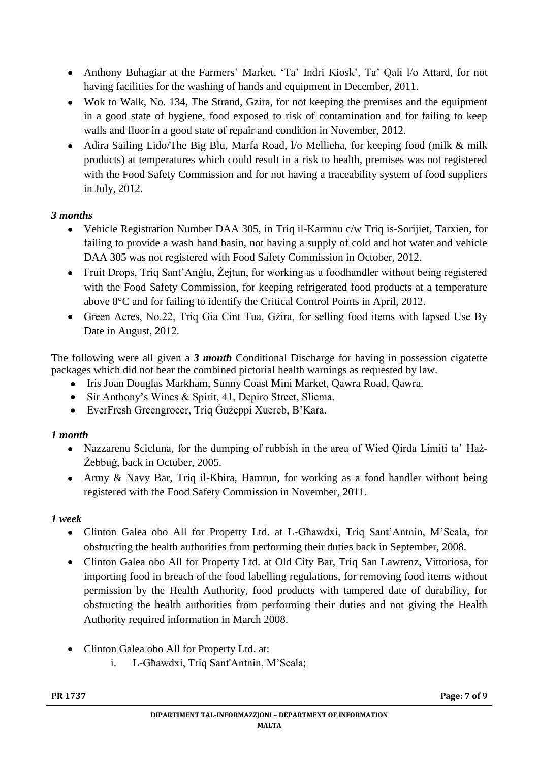- Anthony Buhagiar at the Farmers' Market, 'Ta' Indri Kiosk', Ta' Qali l/o Attard, for not having facilities for the washing of hands and equipment in December, 2011.
- Wok to Walk, No. 134, The Strand, Gzira, for not keeping the premises and the equipment in a good state of hygiene, food exposed to risk of contamination and for failing to keep walls and floor in a good state of repair and condition in November, 2012.
- Adira Sailing Lido/The Big Blu, Marfa Road, l/o Mellieħa, for keeping food (milk & milk products) at temperatures which could result in a risk to health, premises was not registered with the Food Safety Commission and for not having a traceability system of food suppliers in July, 2012.

***3 months***

- Vehicle Registration Number DAA 305, in Triq il-Karmnu c/w Triq is-Sorijiet, Tarxien, for failing to provide a wash hand basin, not having a supply of cold and hot water and vehicle DAA 305 was not registered with Food Safety Commission in October, 2012.
- Fruit Drops, Triq Sant'Anġlu, Żejtun, for working as a foodhandler without being registered with the Food Safety Commission, for keeping refrigerated food products at a temperature above 8°C and for failing to identify the Critical Control Points in April, 2012.
- Green Acres, No.22, Triq Gia Cint Tua, Gżira, for selling food items with lapsed Use By Date in August, 2012.

The following were all given a ***3 month*** Conditional Discharge for having in possession cigatette packages which did not bear the combined pictorial health warnings as requested by law.

- Iris Joan Douglas Markham, Sunny Coast Mini Market, Qawra Road, Qawra.
- Sir Anthony's Wines & Spirit, 41, Depiro Street, Sliema.
- EverFresh Greengrocer, Triq Ġużeppi Xuereb, B'Kara.

***1 month***

- Nazzarenu Scicluna, for the dumping of rubbish in the area of Wied Qirda Limiti ta' Ħaż-Żebbuġ, back in October, 2005.
- Army & Navy Bar, Triq il-Kbira, Ħamrun, for working as a food handler without being registered with the Food Safety Commission in November, 2011.

***1 week***

- Clinton Galea obo All for Property Ltd. at L-Għawdxi, Triq Sant'Antnin, M'Scala, for obstructing the health authorities from performing their duties back in September, 2008.
- Clinton Galea obo All for Property Ltd. at Old City Bar, Triq San Lawrenz, Vittoriosa, for importing food in breach of the food labelling regulations, for removing food items without permission by the Health Authority, food products with tampered date of durability, for obstructing the health authorities from performing their duties and not giving the Health Authority required information in March 2008.

- Clinton Galea obo All for Property Ltd. at:
    i. L-Għawdxi, Triq Sant'Antnin, M'Scala;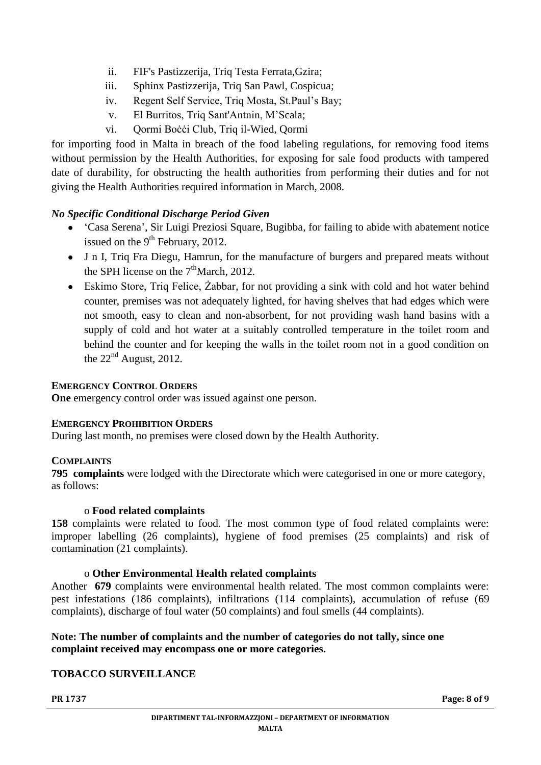ii. FIF's Pastizzerija, Triq Testa Ferrata,Gzira;
iii. Sphinx Pastizzerija, Triq San Pawl, Cospicua;
iv. Regent Self Service, Triq Mosta, St.Paul's Bay;
v. El Burritos, Triq Sant'Antnin, M'Scala;
vi. Qormi Boċċi Club, Triq il-Wied, Qormi

for importing food in Malta in breach of the food labeling regulations, for removing food items without permission by the Health Authorities, for exposing for sale food products with tampered date of durability, for obstructing the health authorities from performing their duties and for not giving the Health Authorities required information in March, 2008.

***No Specific Conditional Discharge Period Given***

- 'Casa Serena', Sir Luigi Preziosi Square, Bugibba, for failing to abide with abatement notice issued on the 9th February, 2012.
- J n I, Triq Fra Diegu, Hamrun, for the manufacture of burgers and prepared meats without the SPH license on the 7thMarch, 2012.
- Eskimo Store, Triq Felice, Żabbar, for not providing a sink with cold and hot water behind counter, premises was not adequately lighted, for having shelves that had edges which were not smooth, easy to clean and non-absorbent, for not providing wash hand basins with a supply of cold and hot water at a suitably controlled temperature in the toilet room and behind the counter and for keeping the walls in the toilet room not in a good condition on the 22nd August, 2012.

**EMERGENCY CONTROL ORDERS**

**One** emergency control order was issued against one person.

**EMERGENCY PROHIBITION ORDERS**

During last month, no premises were closed down by the Health Authority.

**COMPLAINTS**

**795 complaints** were lodged with the Directorate which were categorised in one or more category, as follows:

- **Food related complaints**

**158** complaints were related to food. The most common type of food related complaints were: improper labelling (26 complaints), hygiene of food premises (25 complaints) and risk of contamination (21 complaints).

- **Other Environmental Health related complaints**

Another **679** complaints were environmental health related. The most common complaints were: pest infestations (186 complaints), infiltrations (114 complaints), accumulation of refuse (69 complaints), discharge of foul water (50 complaints) and foul smells (44 complaints).

**Note: The number of complaints and the number of categories do not tally, since one complaint received may encompass one or more categories.**

**TOBACCO SURVEILLANCE**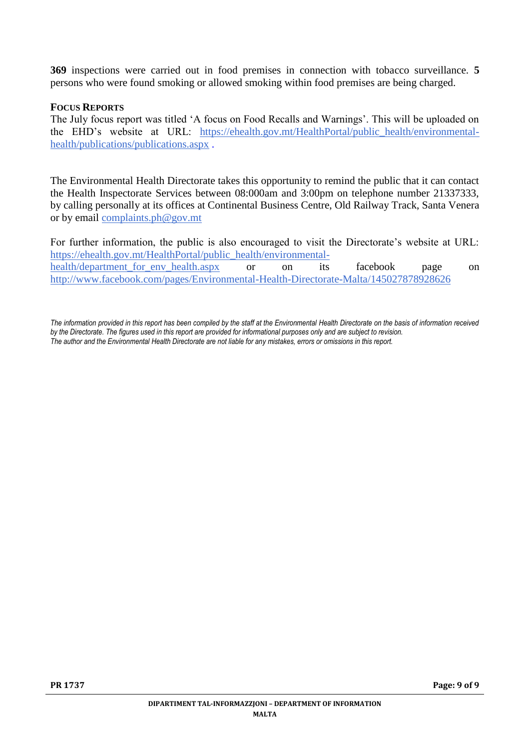**369** inspections were carried out in food premises in connection with tobacco surveillance. **5** persons who were found smoking or allowed smoking within food premises are being charged.

**FOCUS REPORTS**

The July focus report was titled 'A focus on Food Recalls and Warnings'. This will be uploaded on the EHD's website at URL: https://ehealth.gov.mt/HealthPortal/public_health/environmental-health/publications/publications.aspx .

The Environmental Health Directorate takes this opportunity to remind the public that it can contact the Health Inspectorate Services between 08:000am and 3:00pm on telephone number 21337333, by calling personally at its offices at Continental Business Centre, Old Railway Track, Santa Venera or by email complaints.ph@gov.mt

For further information, the public is also encouraged to visit the Directorate's website at URL: https://ehealth.gov.mt/HealthPortal/public_health/environmental-health/department_for_env_health.aspx or on its facebook page on http://www.facebook.com/pages/Environmental-Health-Directorate-Malta/145027878928626

*The information provided in this report has been compiled by the staff at the Environmental Health Directorate on the basis of information received by the Directorate. The figures used in this report are provided for informational purposes only and are subject to revision.*
*The author and the Environmental Health Directorate are not liable for any mistakes, errors or omissions in this report.*